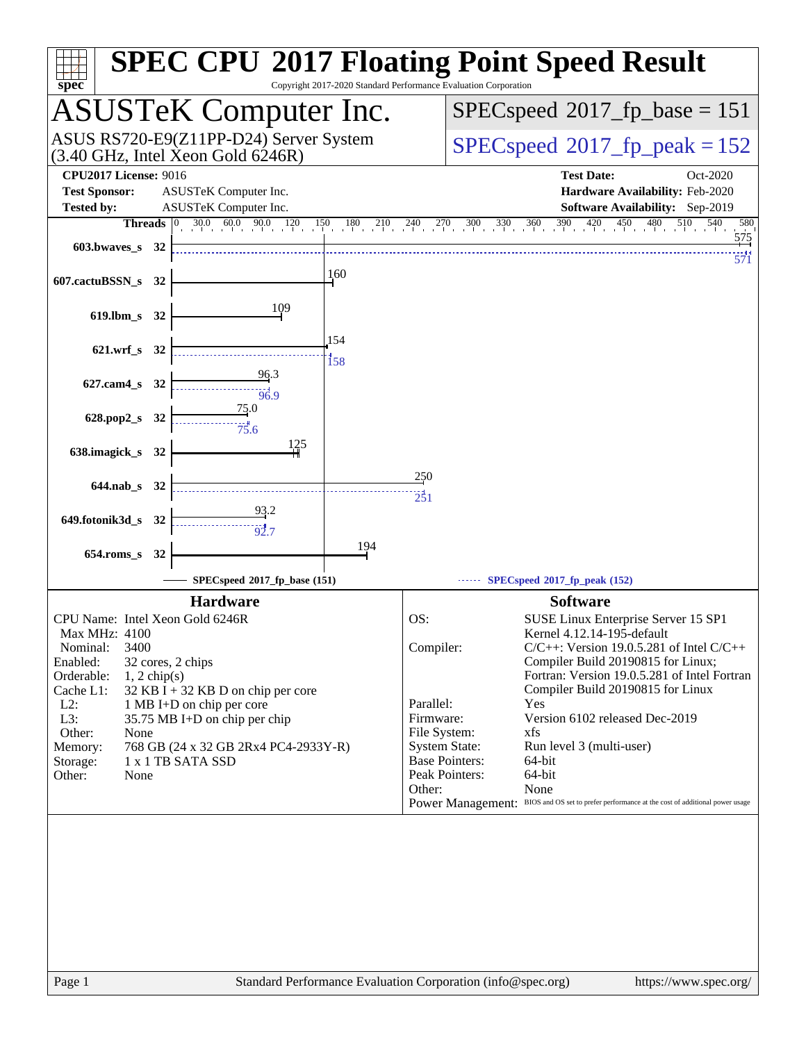# SPEC CPU 2017 Floating Point Speed Result

Copyright 2017-2020 Standard Performance Evaluation Corporation

## ASUSTeK Computer Inc.

ASUS RS720-E9(Z11PP-D24) Server System
(3.40 GHz, Intel Xeon Gold 6246R)

SPECspeed 2017_fp_base = 151

SPECspeed 2017_fp_peak = 152

**CPU2017 License:** 9016
**Test Sponsor:** ASUSTeK Computer Inc.
**Tested by:** ASUSTeK Computer Inc.

**Test Date:** Oct-2020
**Hardware Availability:** Feb-2020
**Software Availability:** Sep-2019

| Benchmark | Threads | Base | Peak |
|---|---|---|---|
| 603.bwaves_s | 32 | 575 | 571 |
| 607.cactuBSSN_s | 32 | 160 | |
| 619.lbm_s | 32 | 109 | |
| 621.wrf_s | 32 | 154 | 158 |
| 627.cam4_s | 32 | 96.3 | 96.9 |
| 628.pop2_s | 32 | 75.0 | 75.6 |
| 638.imagick_s | 32 | 125 | |
| 644.nab_s | 32 | 250 | 251 |
| 649.fotonik3d_s | 32 | 93.2 | 92.7 |
| 654.roms_s | 32 | 194 | |

SPECspeed 2017_fp_base (151) — SPECspeed 2017_fp_peak (152)

### Hardware

| | |
|---|---|
| CPU Name: | Intel Xeon Gold 6246R |
| Max MHz: | 4100 |
| Nominal: | 3400 |
| Enabled: | 32 cores, 2 chips |
| Orderable: | 1, 2 chip(s) |
| Cache L1: | 32 KB I + 32 KB D on chip per core |
| L2: | 1 MB I+D on chip per core |
| L3: | 35.75 MB I+D on chip per chip |
| Other: | None |
| Memory: | 768 GB (24 x 32 GB 2Rx4 PC4-2933Y-R) |
| Storage: | 1 x 1 TB SATA SSD |
| Other: | None |

### Software

| | |
|---|---|
| OS: | SUSE Linux Enterprise Server 15 SP1<br>Kernel 4.12.14-195-default |
| Compiler: | C/C++: Version 19.0.5.281 of Intel C/C++ Compiler Build 20190815 for Linux;<br>Fortran: Version 19.0.5.281 of Intel Fortran Compiler Build 20190815 for Linux |
| Parallel: | Yes |
| Firmware: | Version 6102 released Dec-2019 |
| File System: | xfs |
| System State: | Run level 3 (multi-user) |
| Base Pointers: | 64-bit |
| Peak Pointers: | 64-bit |
| Other: | None |
| Power Management: | BIOS and OS set to prefer performance at the cost of additional power usage |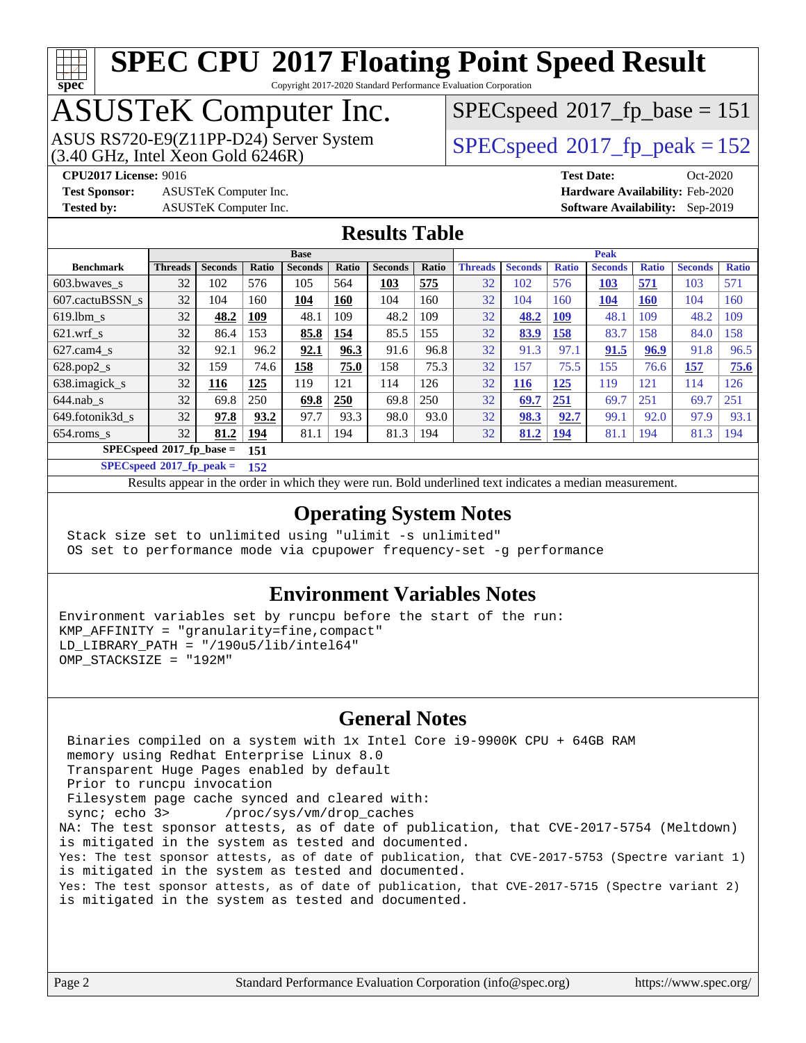# SPEC CPU 2017 Floating Point Speed Result

Copyright 2017-2020 Standard Performance Evaluation Corporation

## ASUSTeK Computer Inc.

ASUS RS720-E9(Z11PP-D24) Server System
(3.40 GHz, Intel Xeon Gold 6246R)

SPECspeed 2017_fp_base = 151

SPECspeed 2017_fp_peak = 152

**CPU2017 License:** 9016
**Test Sponsor:** ASUSTeK Computer Inc.
**Tested by:** ASUSTeK Computer Inc.

**Test Date:** Oct-2020
**Hardware Availability:** Feb-2020
**Software Availability:** Sep-2019

## Results Table

| Benchmark | Base | | | | | | | Peak | | | | | | |
|---|---|---|---|---|---|---|---|---|---|---|---|---|---|---|
| | Threads | Seconds | Ratio | Seconds | Ratio | Seconds | Ratio | Threads | Seconds | Ratio | Seconds | Ratio | Seconds | Ratio |
| 603.bwaves_s | 32 | 102 | 576 | 105 | 564 | **103** | **575** | 32 | 102 | 576 | **103** | **571** | 103 | 571 |
| 607.cactuBSSN_s | 32 | 104 | 160 | **104** | **160** | 104 | 160 | 32 | 104 | 160 | **104** | **160** | 104 | 160 |
| 619.lbm_s | 32 | **48.2** | **109** | 48.1 | 109 | 48.2 | 109 | 32 | **48.2** | **109** | 48.1 | 109 | 48.2 | 109 |
| 621.wrf_s | 32 | 86.4 | 153 | **85.8** | **154** | 85.5 | 155 | 32 | **83.9** | **158** | 83.7 | 158 | 84.0 | 158 |
| 627.cam4_s | 32 | 92.1 | 96.2 | **92.1** | **96.3** | 91.6 | 96.8 | 32 | 91.3 | 97.1 | **91.5** | **96.9** | 91.8 | 96.5 |
| 628.pop2_s | 32 | 159 | 74.6 | **158** | **75.0** | 158 | 75.3 | 32 | 157 | 75.5 | 155 | 76.6 | **157** | **75.6** |
| 638.imagick_s | 32 | **116** | **125** | 119 | 121 | 114 | 126 | 32 | **116** | **125** | 119 | 121 | 114 | 126 |
| 644.nab_s | 32 | 69.8 | 250 | **69.8** | **250** | 69.8 | 250 | 32 | **69.7** | **251** | 69.7 | 251 | 69.7 | 251 |
| 649.fotonik3d_s | 32 | **97.8** | **93.2** | 97.7 | 93.3 | 98.0 | 93.0 | 32 | **98.3** | **92.7** | 99.1 | 92.0 | 97.9 | 93.1 |
| 654.roms_s | 32 | **81.2** | **194** | 81.1 | 194 | 81.3 | 194 | 32 | **81.2** | **194** | 81.1 | 194 | 81.3 | 194 |

**SPECspeed 2017_fp_base = 151**

**SPECspeed 2017_fp_peak = 152**

Results appear in the order in which they were run. Bold underlined text indicates a median measurement.

## Operating System Notes

```
Stack size set to unlimited using "ulimit -s unlimited"
OS set to performance mode via cpupower frequency-set -g performance
```

## Environment Variables Notes

```
Environment variables set by runcpu before the start of the run:
KMP_AFFINITY = "granularity=fine,compact"
LD_LIBRARY_PATH = "/190u5/lib/intel64"
OMP_STACKSIZE = "192M"
```

## General Notes

```
 Binaries compiled on a system with 1x Intel Core i9-9900K CPU + 64GB RAM
 memory using Redhat Enterprise Linux 8.0
 Transparent Huge Pages enabled by default
 Prior to runcpu invocation
 Filesystem page cache synced and cleared with:
 sync; echo 3>       /proc/sys/vm/drop_caches
NA: The test sponsor attests, as of date of publication, that CVE-2017-5754 (Meltdown)
is mitigated in the system as tested and documented.
Yes: The test sponsor attests, as of date of publication, that CVE-2017-5753 (Spectre variant 1)
is mitigated in the system as tested and documented.
Yes: The test sponsor attests, as of date of publication, that CVE-2017-5715 (Spectre variant 2)
is mitigated in the system as tested and documented.
```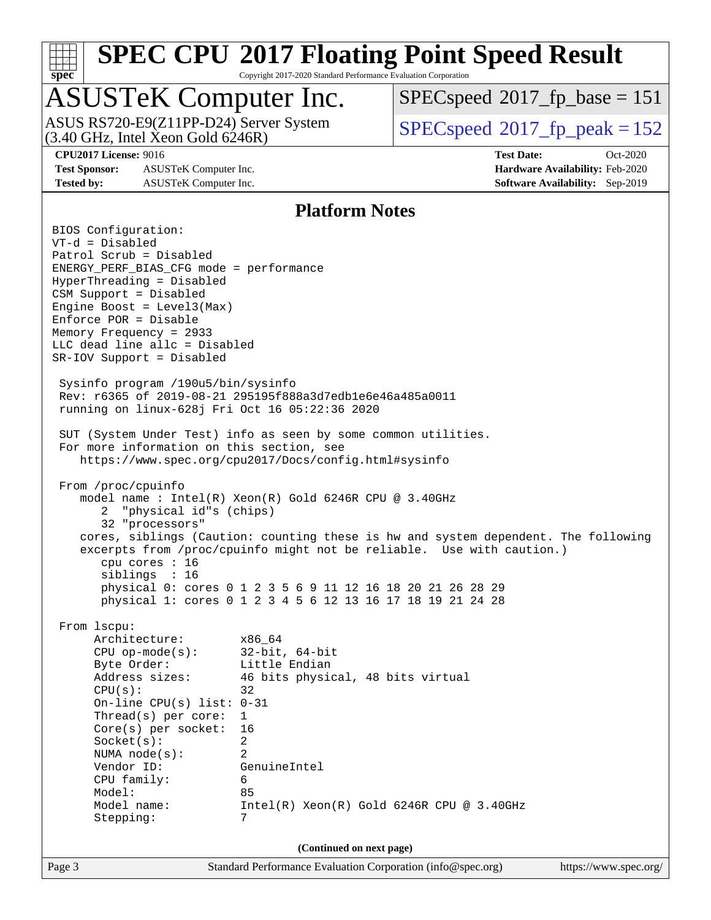## Platform Notes

```
BIOS Configuration:
VT-d = Disabled
Patrol Scrub = Disabled
ENERGY_PERF_BIAS_CFG mode = performance
HyperThreading = Disabled
CSM Support = Disabled
Engine Boost = Level3(Max)
Enforce POR = Disable
Memory Frequency = 2933
LLC dead line allc = Disabled
SR-IOV Support = Disabled

 Sysinfo program /190u5/bin/sysinfo
 Rev: r6365 of 2019-08-21 295195f888a3d7edb1e6e46a485a0011
 running on linux-628j Fri Oct 16 05:22:36 2020

 SUT (System Under Test) info as seen by some common utilities.
 For more information on this section, see
    https://www.spec.org/cpu2017/Docs/config.html#sysinfo

 From /proc/cpuinfo
    model name : Intel(R) Xeon(R) Gold 6246R CPU @ 3.40GHz
       2  "physical id"s (chips)
       32 "processors"
    cores, siblings (Caution: counting these is hw and system dependent. The following
    excerpts from /proc/cpuinfo might not be reliable.  Use with caution.)
       cpu cores : 16
       siblings  : 16
       physical 0: cores 0 1 2 3 5 6 9 11 12 16 18 20 21 26 28 29
       physical 1: cores 0 1 2 3 4 5 6 12 13 16 17 18 19 21 24 28

 From lscpu:
      Architecture:        x86_64
      CPU op-mode(s):      32-bit, 64-bit
      Byte Order:          Little Endian
      Address sizes:       46 bits physical, 48 bits virtual
      CPU(s):              32
      On-line CPU(s) list: 0-31
      Thread(s) per core:  1
      Core(s) per socket:  16
      Socket(s):           2
      NUMA node(s):        2
      Vendor ID:           GenuineIntel
      CPU family:          6
      Model:               85
      Model name:          Intel(R) Xeon(R) Gold 6246R CPU @ 3.40GHz
      Stepping:            7
```

**(Continued on next page)**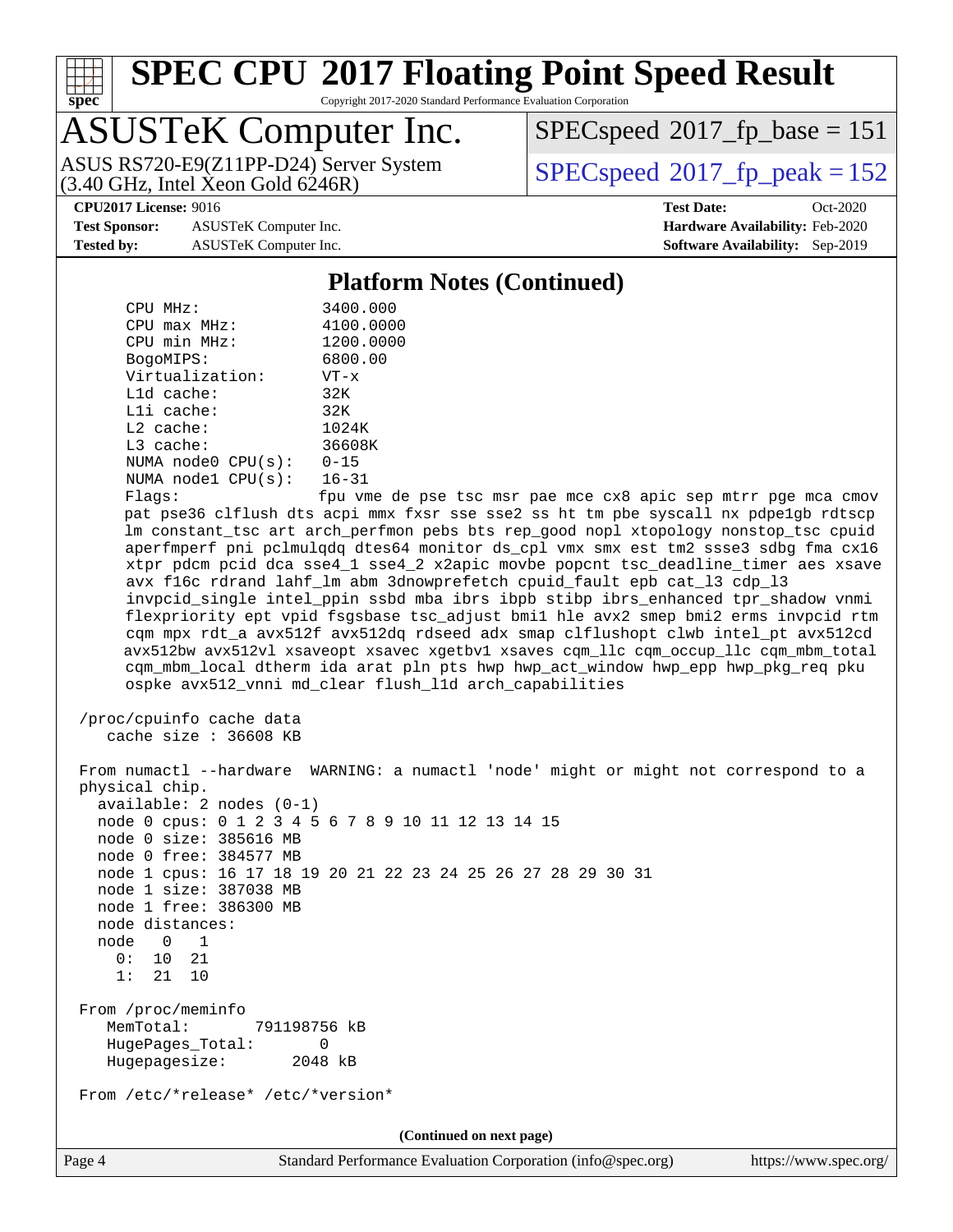## Platform Notes (Continued)

```
    CPU MHz:               3400.000
    CPU max MHz:           4100.0000
    CPU min MHz:           1200.0000
    BogoMIPS:              6800.00
    Virtualization:        VT-x
    L1d cache:             32K
    L1i cache:             32K
    L2 cache:              1024K
    L3 cache:              36608K
    NUMA node0 CPU(s):     0-15
    NUMA node1 CPU(s):     16-31
    Flags:                 fpu vme de pse tsc msr pae mce cx8 apic sep mtrr pge mca cmov
    pat pse36 clflush dts acpi mmx fxsr sse sse2 ss ht tm pbe syscall nx pdpe1gb rdtscp
    lm constant_tsc art arch_perfmon pebs bts rep_good nopl xtopology nonstop_tsc cpuid
    aperfmperf pni pclmulqdq dtes64 monitor ds_cpl vmx smx est tm2 ssse3 sdbg fma cx16
    xtpr pdcm pcid dca sse4_1 sse4_2 x2apic movbe popcnt tsc_deadline_timer aes xsave
    avx f16c rdrand lahf_lm abm 3dnowprefetch cpuid_fault epb cat_l3 cdp_l3
    invpcid_single intel_ppin ssbd mba ibrs ibpb stibp ibrs_enhanced tpr_shadow vnmi
    flexpriority ept vpid fsgsbase tsc_adjust bmi1 hle avx2 smep bmi2 erms invpcid rtm
    cqm mpx rdt_a avx512f avx512dq rdseed adx smap clflushopt clwb intel_pt avx512cd
    avx512bw avx512vl xsaveopt xsavec xgetbv1 xsaves cqm_llc cqm_occup_llc cqm_mbm_total
    cqm_mbm_local dtherm ida arat pln pts hwp hwp_act_window hwp_epp hwp_pkg_req pku
    ospke avx512_vnni md_clear flush_l1d arch_capabilities

 /proc/cpuinfo cache data
    cache size : 36608 KB

 From numactl --hardware  WARNING: a numactl 'node' might or might not correspond to a
 physical chip.
   available: 2 nodes (0-1)
   node 0 cpus: 0 1 2 3 4 5 6 7 8 9 10 11 12 13 14 15
   node 0 size: 385616 MB
   node 0 free: 384577 MB
   node 1 cpus: 16 17 18 19 20 21 22 23 24 25 26 27 28 29 30 31
   node 1 size: 387038 MB
   node 1 free: 386300 MB
   node distances:
   node   0   1
     0:  10  21
     1:  21  10

 From /proc/meminfo
    MemTotal:       791198756 kB
    HugePages_Total:       0
    Hugepagesize:       2048 kB

 From /etc/*release* /etc/*version*
```

(Continued on next page)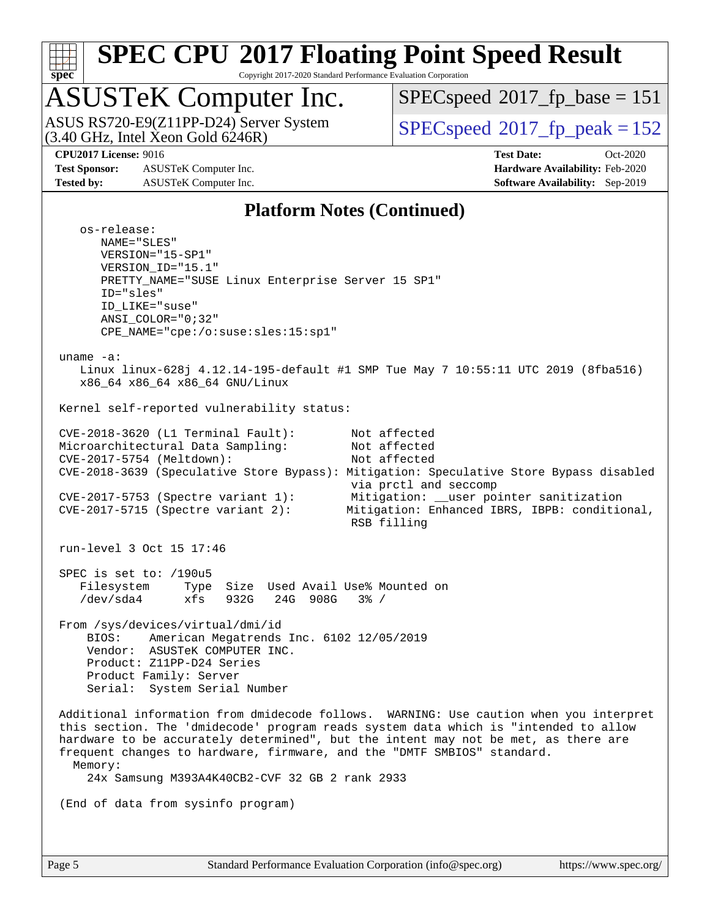# SPEC CPU 2017 Floating Point Speed Result

Copyright 2017-2020 Standard Performance Evaluation Corporation

## ASUSTeK Computer Inc.

ASUS RS720-E9(Z11PP-D24) Server System (3.40 GHz, Intel Xeon Gold 6246R)

SPECspeed 2017_fp_base = 151

SPECspeed 2017_fp_peak = 152

**CPU2017 License:** 9016
**Test Sponsor:** ASUSTeK Computer Inc.
**Tested by:** ASUSTeK Computer Inc.

**Test Date:** Oct-2020
**Hardware Availability:** Feb-2020
**Software Availability:** Sep-2019

### Platform Notes (Continued)

```
    os-release:
       NAME="SLES"
       VERSION="15-SP1"
       VERSION_ID="15.1"
       PRETTY_NAME="SUSE Linux Enterprise Server 15 SP1"
       ID="sles"
       ID_LIKE="suse"
       ANSI_COLOR="0;32"
       CPE_NAME="cpe:/o:suse:sles:15:sp1"

 uname -a:
    Linux linux-628j 4.12.14-195-default #1 SMP Tue May 7 10:55:11 UTC 2019 (8fba516)
    x86_64 x86_64 x86_64 GNU/Linux

 Kernel self-reported vulnerability status:

 CVE-2018-3620 (L1 Terminal Fault):         Not affected
 Microarchitectural Data Sampling:          Not affected
 CVE-2017-5754 (Meltdown):                  Not affected
 CVE-2018-3639 (Speculative Store Bypass): Mitigation: Speculative Store Bypass disabled
                                            via prctl and seccomp
 CVE-2017-5753 (Spectre variant 1):         Mitigation: __user pointer sanitization
 CVE-2017-5715 (Spectre variant 2):        Mitigation: Enhanced IBRS, IBPB: conditional,
                                            RSB filling

 run-level 3 Oct 15 17:46

 SPEC is set to: /190u5
    Filesystem     Type  Size  Used Avail Use% Mounted on
    /dev/sda4      xfs   932G   24G  908G   3% /

 From /sys/devices/virtual/dmi/id
     BIOS:    American Megatrends Inc. 6102 12/05/2019
     Vendor:  ASUSTeK COMPUTER INC.
     Product: Z11PP-D24 Series
     Product Family: Server
     Serial:  System Serial Number

 Additional information from dmidecode follows.  WARNING: Use caution when you interpret
 this section. The 'dmidecode' program reads system data which is "intended to allow
 hardware to be accurately determined", but the intent may not be met, as there are
 frequent changes to hardware, firmware, and the "DMTF SMBIOS" standard.
   Memory:
      24x Samsung M393A4K40CB2-CVF 32 GB 2 rank 2933

 (End of data from sysinfo program)
```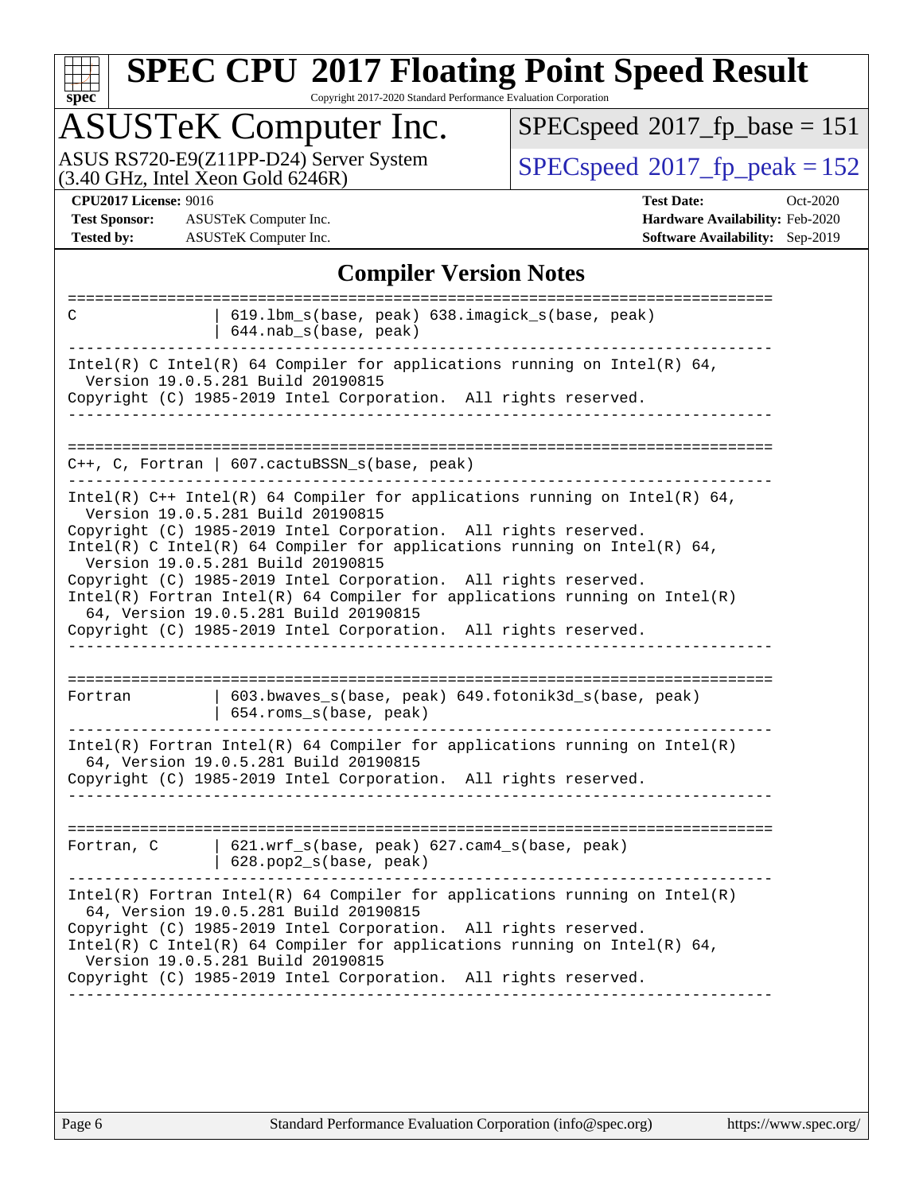# SPEC CPU 2017 Floating Point Speed Result

Copyright 2017-2020 Standard Performance Evaluation Corporation

## ASUSTeK Computer Inc.

ASUS RS720-E9(Z11PP-D24) Server System
(3.40 GHz, Intel Xeon Gold 6246R)

SPECspeed 2017_fp_base = 151

SPECspeed 2017_fp_peak = 152

**CPU2017 License:** 9016
**Test Sponsor:** ASUSTeK Computer Inc.
**Tested by:** ASUSTeK Computer Inc.

**Test Date:** Oct-2020
**Hardware Availability:** Feb-2020
**Software Availability:** Sep-2019

## Compiler Version Notes

```
==============================================================================
C                | 619.lbm_s(base, peak) 638.imagick_s(base, peak)
                 | 644.nab_s(base, peak)
------------------------------------------------------------------------------
Intel(R) C Intel(R) 64 Compiler for applications running on Intel(R) 64,
  Version 19.0.5.281 Build 20190815
Copyright (C) 1985-2019 Intel Corporation.  All rights reserved.
------------------------------------------------------------------------------

==============================================================================
C++, C, Fortran | 607.cactuBSSN_s(base, peak)
------------------------------------------------------------------------------
Intel(R) C++ Intel(R) 64 Compiler for applications running on Intel(R) 64,
  Version 19.0.5.281 Build 20190815
Copyright (C) 1985-2019 Intel Corporation.  All rights reserved.
Intel(R) C Intel(R) 64 Compiler for applications running on Intel(R) 64,
  Version 19.0.5.281 Build 20190815
Copyright (C) 1985-2019 Intel Corporation.  All rights reserved.
Intel(R) Fortran Intel(R) 64 Compiler for applications running on Intel(R)
  64, Version 19.0.5.281 Build 20190815
Copyright (C) 1985-2019 Intel Corporation.  All rights reserved.
------------------------------------------------------------------------------

==============================================================================
Fortran          | 603.bwaves_s(base, peak) 649.fotonik3d_s(base, peak)
                 | 654.roms_s(base, peak)
------------------------------------------------------------------------------
Intel(R) Fortran Intel(R) 64 Compiler for applications running on Intel(R)
  64, Version 19.0.5.281 Build 20190815
Copyright (C) 1985-2019 Intel Corporation.  All rights reserved.
------------------------------------------------------------------------------

==============================================================================
Fortran, C       | 621.wrf_s(base, peak) 627.cam4_s(base, peak)
                 | 628.pop2_s(base, peak)
------------------------------------------------------------------------------
Intel(R) Fortran Intel(R) 64 Compiler for applications running on Intel(R)
  64, Version 19.0.5.281 Build 20190815
Copyright (C) 1985-2019 Intel Corporation.  All rights reserved.
Intel(R) C Intel(R) 64 Compiler for applications running on Intel(R) 64,
  Version 19.0.5.281 Build 20190815
Copyright (C) 1985-2019 Intel Corporation.  All rights reserved.
------------------------------------------------------------------------------
```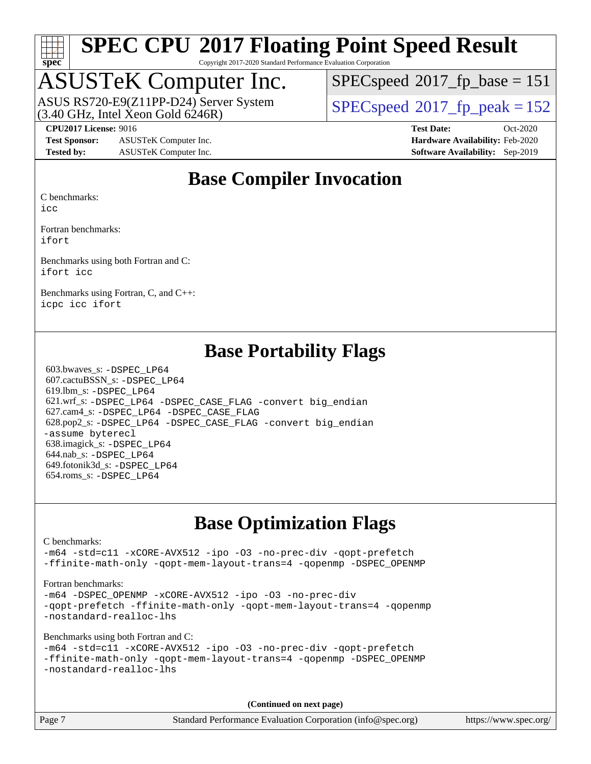# SPEC CPU 2017 Floating Point Speed Result

Copyright 2017-2020 Standard Performance Evaluation Corporation

## ASUSTeK Computer Inc.

ASUS RS720-E9(Z11PP-D24) Server System (3.40 GHz, Intel Xeon Gold 6246R)

SPECspeed 2017_fp_base = 151

SPECspeed 2017_fp_peak = 152

**CPU2017 License:** 9016
**Test Sponsor:** ASUSTeK Computer Inc.
**Tested by:** ASUSTeK Computer Inc.

**Test Date:** Oct-2020
**Hardware Availability:** Feb-2020
**Software Availability:** Sep-2019

## Base Compiler Invocation

C benchmarks:
`icc`

Fortran benchmarks:
`ifort`

Benchmarks using both Fortran and C:
`ifort icc`

Benchmarks using Fortran, C, and C++:
`icpc icc ifort`

## Base Portability Flags

603.bwaves_s: `-DSPEC_LP64`
607.cactuBSSN_s: `-DSPEC_LP64`
619.lbm_s: `-DSPEC_LP64`
621.wrf_s: `-DSPEC_LP64 -DSPEC_CASE_FLAG -convert big_endian`
627.cam4_s: `-DSPEC_LP64 -DSPEC_CASE_FLAG`
628.pop2_s: `-DSPEC_LP64 -DSPEC_CASE_FLAG -convert big_endian -assume byterecl`
638.imagick_s: `-DSPEC_LP64`
644.nab_s: `-DSPEC_LP64`
649.fotonik3d_s: `-DSPEC_LP64`
654.roms_s: `-DSPEC_LP64`

## Base Optimization Flags

C benchmarks:
```
-m64 -std=c11 -xCORE-AVX512 -ipo -O3 -no-prec-div -qopt-prefetch
-ffinite-math-only -qopt-mem-layout-trans=4 -qopenmp -DSPEC_OPENMP
```

Fortran benchmarks:
```
-m64 -DSPEC_OPENMP -xCORE-AVX512 -ipo -O3 -no-prec-div
-qopt-prefetch -ffinite-math-only -qopt-mem-layout-trans=4 -qopenmp
-nostandard-realloc-lhs
```

Benchmarks using both Fortran and C:
```
-m64 -std=c11 -xCORE-AVX512 -ipo -O3 -no-prec-div -qopt-prefetch
-ffinite-math-only -qopt-mem-layout-trans=4 -qopenmp -DSPEC_OPENMP
-nostandard-realloc-lhs
```

**(Continued on next page)**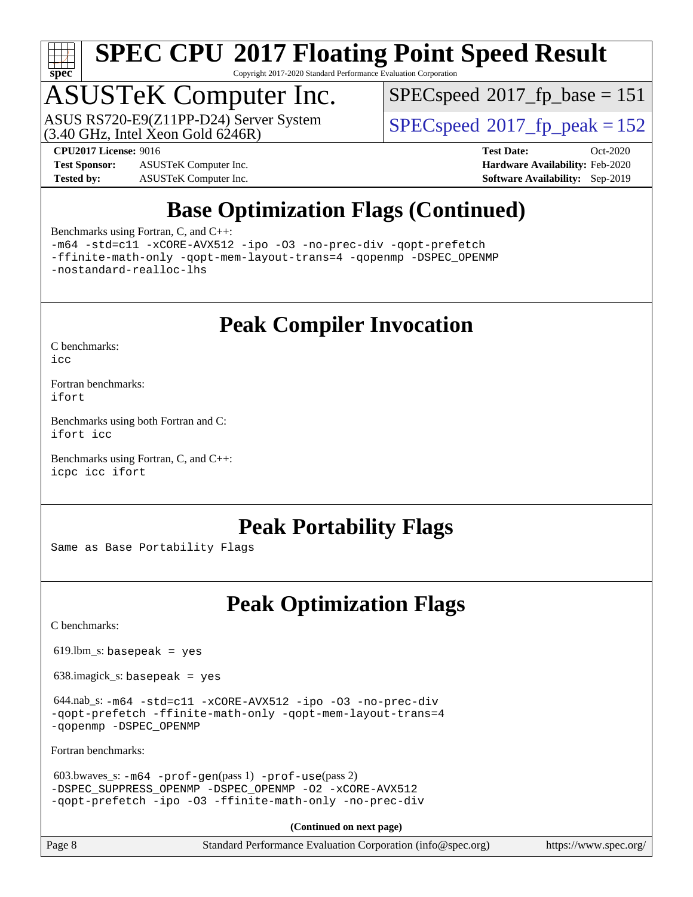# SPEC CPU 2017 Floating Point Speed Result

Copyright 2017-2020 Standard Performance Evaluation Corporation

## ASUSTeK Computer Inc.

ASUS RS720-E9(Z11PP-D24) Server System
(3.40 GHz, Intel Xeon Gold 6246R)

SPECspeed 2017_fp_base = 151

SPECspeed 2017_fp_peak = 152

**CPU2017 License:** 9016
**Test Sponsor:** ASUSTeK Computer Inc.
**Tested by:** ASUSTeK Computer Inc.

**Test Date:** Oct-2020
**Hardware Availability:** Feb-2020
**Software Availability:** Sep-2019

## Base Optimization Flags (Continued)

Benchmarks using Fortran, C, and C++:

```
-m64 -std=c11 -xCORE-AVX512 -ipo -O3 -no-prec-div -qopt-prefetch
-ffinite-math-only -qopt-mem-layout-trans=4 -qopenmp -DSPEC_OPENMP
-nostandard-realloc-lhs
```

## Peak Compiler Invocation

C benchmarks:
```
icc
```

Fortran benchmarks:
```
ifort
```

Benchmarks using both Fortran and C:
```
ifort icc
```

Benchmarks using Fortran, C, and C++:
```
icpc icc ifort
```

## Peak Portability Flags

Same as Base Portability Flags

## Peak Optimization Flags

C benchmarks:

619.lbm_s: basepeak = yes

638.imagick_s: basepeak = yes

644.nab_s: -m64 -std=c11 -xCORE-AVX512 -ipo -O3 -no-prec-div -qopt-prefetch -ffinite-math-only -qopt-mem-layout-trans=4 -qopenmp -DSPEC_OPENMP

Fortran benchmarks:

603.bwaves_s: -m64 -prof-gen(pass 1) -prof-use(pass 2) -DSPEC_SUPPRESS_OPENMP -DSPEC_OPENMP -O2 -xCORE-AVX512 -qopt-prefetch -ipo -O3 -ffinite-math-only -no-prec-div

**(Continued on next page)**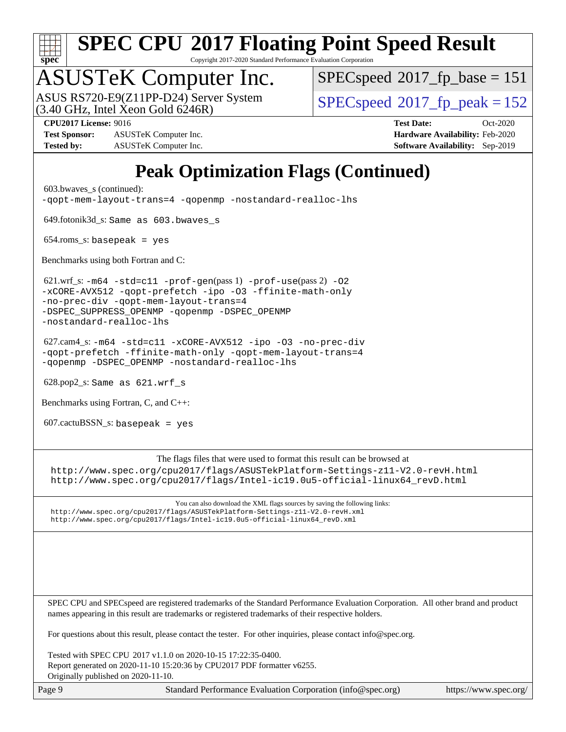# Peak Optimization Flags (Continued)

603.bwaves_s (continued):
-qopt-mem-layout-trans=4 -qopenmp -nostandard-realloc-lhs

649.fotonik3d_s: Same as 603.bwaves_s

654.roms_s: basepeak = yes

Benchmarks using both Fortran and C:

621.wrf_s: -m64 -std=c11 -prof-gen(pass 1) -prof-use(pass 2) -O2 -xCORE-AVX512 -qopt-prefetch -ipo -O3 -ffinite-math-only -no-prec-div -qopt-mem-layout-trans=4 -DSPEC_SUPPRESS_OPENMP -qopenmp -DSPEC_OPENMP -nostandard-realloc-lhs

627.cam4_s: -m64 -std=c11 -xCORE-AVX512 -ipo -O3 -no-prec-div -qopt-prefetch -ffinite-math-only -qopt-mem-layout-trans=4 -qopenmp -DSPEC_OPENMP -nostandard-realloc-lhs

628.pop2_s: Same as 621.wrf_s

Benchmarks using Fortran, C, and C++:

607.cactuBSSN_s: basepeak = yes

The flags files that were used to format this result can be browsed at
http://www.spec.org/cpu2017/flags/ASUSTekPlatform-Settings-z11-V2.0-revH.html
http://www.spec.org/cpu2017/flags/Intel-ic19.0u5-official-linux64_revD.html

You can also download the XML flags sources by saving the following links:
http://www.spec.org/cpu2017/flags/ASUSTekPlatform-Settings-z11-V2.0-revH.xml
http://www.spec.org/cpu2017/flags/Intel-ic19.0u5-official-linux64_revD.xml

SPEC CPU and SPECspeed are registered trademarks of the Standard Performance Evaluation Corporation. All other brand and product names appearing in this result are trademarks or registered trademarks of their respective holders.

For questions about this result, please contact the tester. For other inquiries, please contact info@spec.org.

Tested with SPEC CPU 2017 v1.1.0 on 2020-10-15 17:22:35-0400.
Report generated on 2020-11-10 15:20:36 by CPU2017 PDF formatter v6255.
Originally published on 2020-11-10.